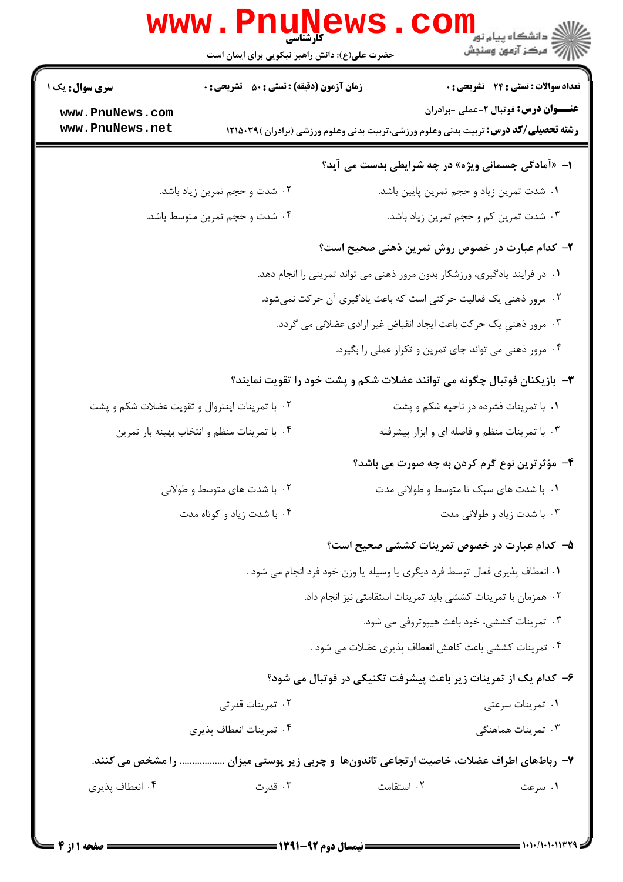**کارشناسی**

حضرت علی(ع): دانش راهبر نیکویی برای ایمان است

دانشگاه پیام نور
مرکز آزمون وسنجش

**سری سوال:** یک ۱

**زمان آزمون (دقیقه) : تستی : ۵۰ تشریحی : ۰**

**تعداد سوالات : تستی : ۲۴ تشریحی : ۰**

**عنـــوان درس:** فوتبال ۲-عملی -برادران

**رشته تحصیلی/کد درس:** تربیت بدنی وعلوم ورزشی،تربیت بدنی وعلوم ورزشی (برادران )۱۲۱۵۰۳۹

**۱- «آمادگی جسمانی ویژه» در چه شرایطی بدست می آید؟**

۱. شدت تمرین زیاد و حجم تمرین پایین باشد.

۲. شدت و حجم تمرین زیاد باشد.

۳. شدت تمرین کم و حجم تمرین زیاد باشد.

۴. شدت و حجم تمرین متوسط باشد.

**۲- کدام عبارت در خصوص روش تمرین ذهنی صحیح است؟**

۱. در فرایند یادگیری، ورزشکار بدون مرور ذهنی می تواند تمرینی را انجام دهد.

۲. مرور ذهنی یک فعالیت حرکتی است که باعث یادگیری آن حرکت نمی‌شود.

۳. مرور ذهنیِ یک حرکت باعث ایجاد انقباض غیر ارادی عضلانی می گردد.

۴. مرور ذهنی می تواند جای تمرین و تکرار عملی را بگیرد.

**۳- بازیکنان فوتبال چگونه می توانند عضلات شکم و پشت خود را تقویت نمایند؟**

۱. با تمرینات فشرده در ناحیه شکم و پشت

۲. با تمرینات اینتروال و تقویت عضلات شکم و پشت

۳. با تمرینات منظم و فاصله ای و ابزار پیشرفته

۴. با تمرینات منظم و انتخاب بهینه بار تمرین

**۴- مؤثرترین نوع گرم کردن به چه صورت می باشد؟**

۱. با شدت های سبک تا متوسط و طولانی مدت

۲. با شدت های متوسط و طولانی

۳. با شدت زیاد و طولانی مدت

۴. با شدت زیاد و کوتاه مدت

**۵- کدام عبارت در خصوص تمرینات کششی صحیح است؟**

۱. انعطاف پذیری فعال توسط فرد دیگری یا وسیله یا وزن خود فرد انجام می شود .

۲. همزمان با تمرینات کششی باید تمرینات استقامتی نیز انجام داد.

۳. تمرینات کششی، خود باعث هیپوتروفی می شود.

۴. تمرینات کششی باعث کاهش انعطاف پذیری عضلات می شود .

**۶- کدام یک از تمرینات زیر باعث پیشرفت تکنیکی در فوتبال می شود؟**

۱. تمرینات سرعتی

۲. تمرینات قدرتی

۳. تمرینات هماهنگی

۴. تمرینات انعطاف پذیری

**۷- رباط‌های اطراف عضلات، خاصیت ارتجاعی تاندون‌ها و چربی زیر پوستی میزان ................ را مشخص می کنند.**

۱. سرعت

۲. استقامت

۳. قدرت

۴. انعطاف پذیری

نیمسال دوم ۹۲-۱۳۹۱

۱۰۱۰/۱۰۱۰۱۱۳۲۹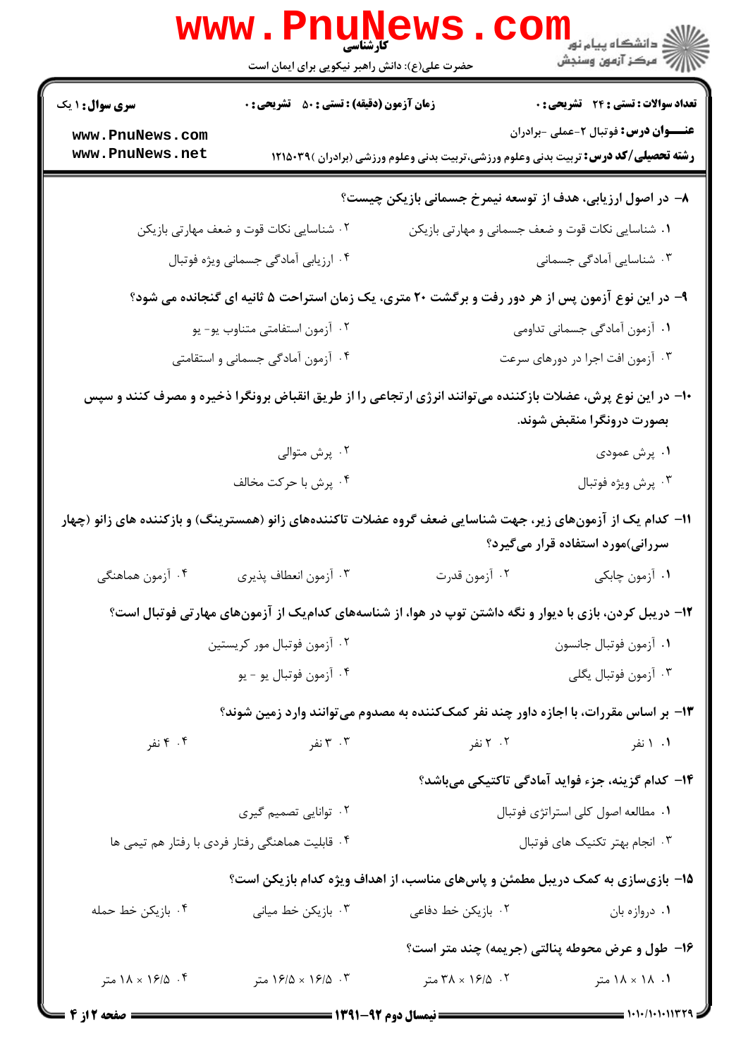۸– در اصول ارزیابی، هدف از توسعه نیمرخ جسمانی بازیکن چیست؟

۱. شناسایی نکات قوت و ضعف جسمانی و مهارتی بازیکن

۲. شناسایی نکات قوت و ضعف مهارتی بازیکن

۳. شناسایی آمادگی جسمانی

۴. ارزیابی آمادگی جسمانی ویژه فوتبال

۹– در این نوع آزمون پس از هر دور رفت و برگشت ۲۰ متری، یک زمان استراحت ۵ ثانیه ای گنجانده می شود؟

۱. آزمون آمادگی جسمانی تداومی

۲. آزمون استقامتی متناوب یو- یو

۳. آزمون افت اجرا در دورهای سرعت

۴. آزمون آمادگی جسمانی و استقامتی

۱۰– در این نوع پرش، عضلات بازکننده می‌توانند انرژی ارتجاعی را از طریق انقباض برونگرا ذخیره و مصرف کنند و سپس بصورت درونگرا منقبض شوند.

۱. پرش عمودی

۲. پرش متوالی

۳. پرش ویژه فوتبال

۴. پرش با حرکت مخالف

۱۱– کدام یک از آزمون‌های زیر، جهت شناسایی ضعف گروه عضلات تاکننده‌های زانو (همسترینگ) و بازکننده های زانو (چهار سررانی)مورد استفاده قرار می‌گیرد؟

۱. آزمون چابکی

۲. آزمون قدرت

۳. آزمون انعطاف پذیری

۴. آزمون هماهنگی

۱۲– دریبل کردن، بازی با دیوار و نگه داشتن توپ در هوا، از شناسه‌های کدام‌یک از آزمون‌های مهارتی فوتبال است؟

۱. آزمون فوتبال جانسون

۲. آزمون فوتبال مور کریستین

۳. آزمون فوتبال یگلی

۴. آزمون فوتبال یو - یو

۱۳– بر اساس مقررات، با اجازه داور چند نفر کمک‌کننده به مصدوم می‌توانند وارد زمین شوند؟

۱. ۱ نفر

۲. ۲ نفر

۳. ۳ نفر

۴. ۴ نفر

۱۴– کدام گزینه، جزء فواید آمادگی تاکتیکی می‌باشد؟

۱. مطالعه اصول کلی استراتژی فوتبال

۲. توانایی تصمیم گیری

۳. انجام بهتر تکنیک های فوتبال

۴. قابلیت هماهنگی رفتار فردی با رفتار هم تیمی ها

۱۵– بازی‌سازی به کمک دریبل مطمئن و پاس‌های مناسب، از اهداف ویژه کدام بازیکن است؟

۱. دروازه بان

۲. بازیکن خط دفاعی

۳. بازیکن خط میانی

۴. بازیکن خط حمله

۱۶– طول و عرض محوطه پنالتی (جریمه) چند متر است؟

۱. ۱۸ × ۱۸ متر

۲. ۱۶/۵ × ۳۸ متر

۳. ۱۶/۵ × ۱۶/۵ متر

۴. ۱۶/۵ × ۱۸ متر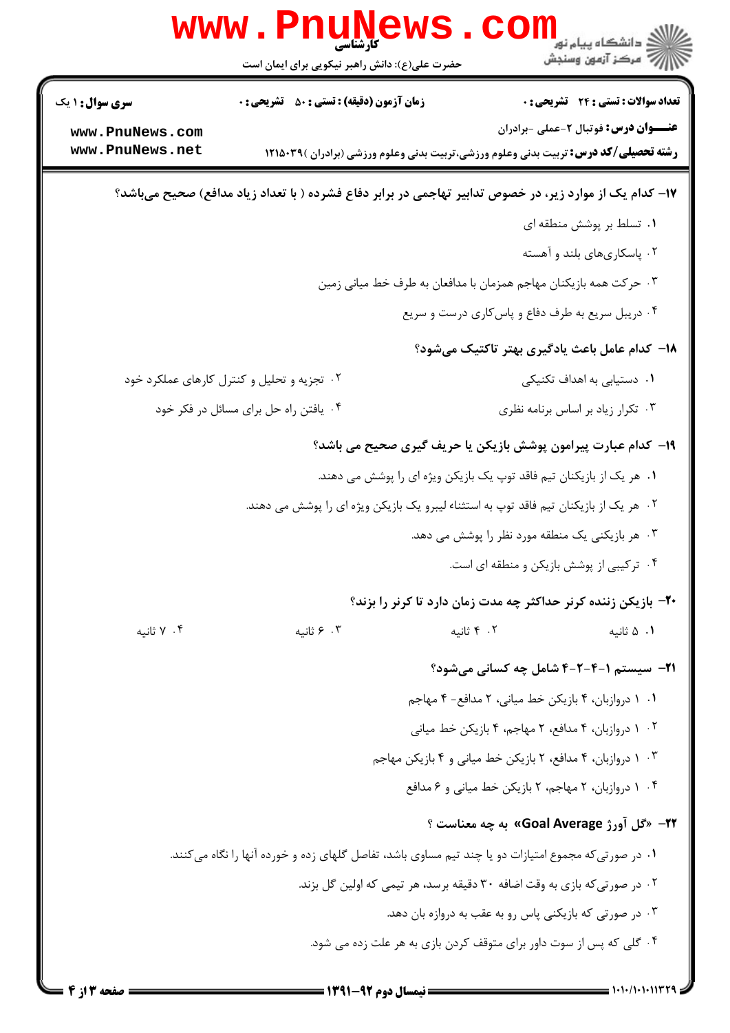| سری سوال: ۱ یک | زمان آزمون (دقیقه) : تستی : ۵۰ تشریحی : ۰ | تعداد سوالات : تستی : ۲۴ تشریحی : ۰ |
| --- | --- | --- |
| | | **عنـــوان درس:** فوتبال ۲-عملی -برادران |
| | | **رشته تحصیلی/کد درس:** تربیت بدنی وعلوم ورزشی،تربیت بدنی وعلوم ورزشی (برادران )۱۲۱۵۰۳۹ |

**۱۷- کدام یک از موارد زیر، در خصوص تدابیر تهاجمی در برابر دفاع فشرده ( با تعداد زیاد مدافع) صحیح می‌باشد؟**

۱. تسلط بر پوشش منطقه ای

۲. پاسکاری‌های بلند و آهسته

۳. حرکت همه بازیکنان مهاجم همزمان با مدافعان به طرف خط میانی زمین

۴. دریبل سریع به طرف دفاع و پاس‌کاری درست و سریع

**۱۸- کدام عامل باعث یادگیری بهتر تاکتیک می‌شود؟**

۱. دستیابی به اهداف تکنیکی

۲. تجزیه و تحلیل و کنترل کارهای عملکرد خود

۳. تکرار زیاد بر اساس برنامه نظری

۴. یافتن راه حل برای مسائل در فکر خود

**۱۹- کدام عبارت پیرامون پوشش بازیکن یا حریف گیری صحیح می باشد؟**

۱. هر یک از بازیکنان تیم فاقد توپ یک بازیکن ویژه ای را پوشش می دهند.

۲. هر یک از بازیکنان تیم فاقد توپ به استثناء لیبرو یک بازیکن ویژه ای را پوشش می دهند.

۳. هر بازیکنی یک منطقه مورد نظر را پوشش می دهد.

۴. ترکیبی از پوشش بازیکن و منطقه ای است.

**۲۰- بازیکن زننده کرنر حداکثر چه مدت زمان دارد تا کرنر را بزند؟**

۱. ۵ ثانیه

۲. ۴ ثانیه

۳. ۶ ثانیه

۴. ۷ ثانیه

**۲۱- سیستم ۱-۴-۲-۴ شامل چه کسانی می‌شود؟**

۱. ۱ دروازبان، ۴ بازیکن خط میانی، ۲ مدافع- ۴ مهاجم

۲. ۱ دروازبان، ۴ مدافع، ۲ مهاجم، ۴ بازیکن خط میانی

۳. ۱ دروازبان، ۴ مدافع، ۲ بازیکن خط میانی و ۴ بازیکن مهاجم

۴. ۱ دروازبان، ۲ مهاجم، ۲ بازیکن خط میانی و ۶ مدافع

**۲۲- «گل آورژ Goal Average» به چه معناست ؟**

۱. در صورتی‌که مجموع امتیازات دو یا چند تیم مساوی باشد، تفاضل گلهای زده و خورده آنها را نگاه می‌کنند.

۲. در صورتی‌که بازی به وقت اضافه ۳۰ دقیقه برسد، هر تیمی که اولین گل بزند.

۳. در صورتی که بازیکنی پاس رو به عقب به دروازه بان دهد.

۴. گلی که پس از سوت داور برای متوقف کردن بازی به هر علت زده می شود.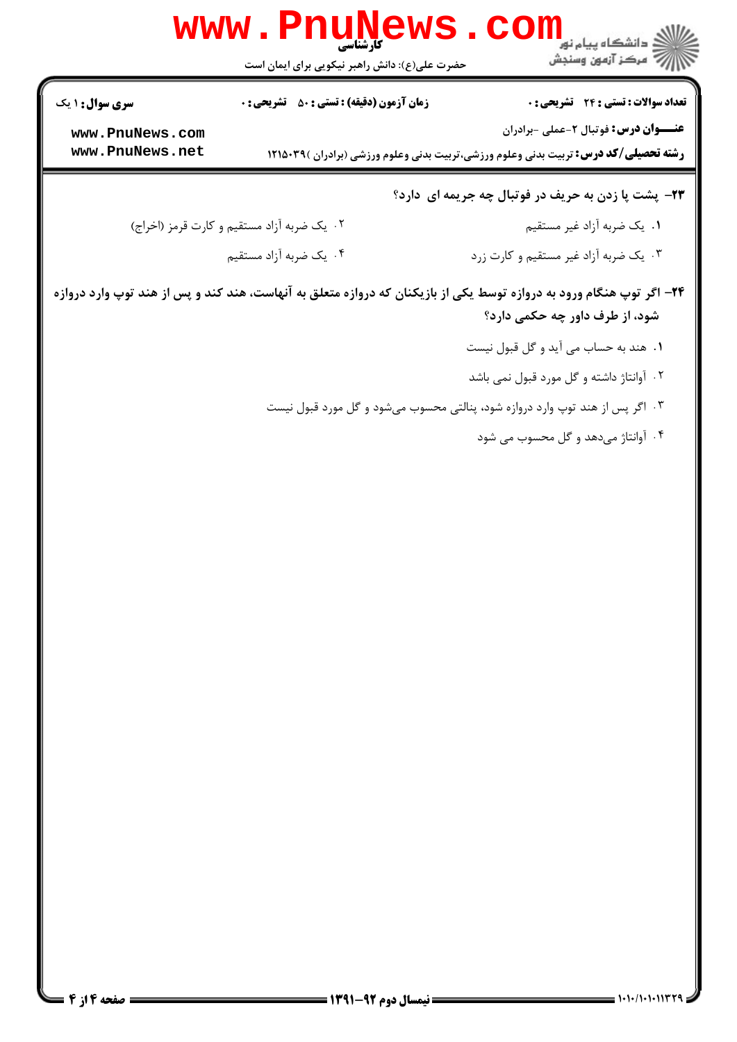**۲۳- پشت پا زدن به حریف در فوتبال چه جریمه ای دارد؟**

۱. یک ضربه آزاد غیر مستقیم

۲. یک ضربه آزاد مستقیم و کارت قرمز (اخراج)

۳. یک ضربه آزاد غیر مستقیم و کارت زرد

۴. یک ضربه آزاد مستقیم

**۲۴- اگر توپ هنگام ورود به دروازه توسط یکی از بازیکنان که دروازه متعلق به آنهاست، هند کند و پس از هند توپ وارد دروازه شود، از طرف داور چه حکمی دارد؟**

۱. هند به حساب می آید و گل قبول نیست

۲. آوانتاژ داشته و گل مورد قبول نمی باشد

۳. اگر پس از هند توپ وارد دروازه شود، پنالتی محسوب می‌شود و گل مورد قبول نیست

۴. آوانتاژ می‌دهد و گل محسوب می شود